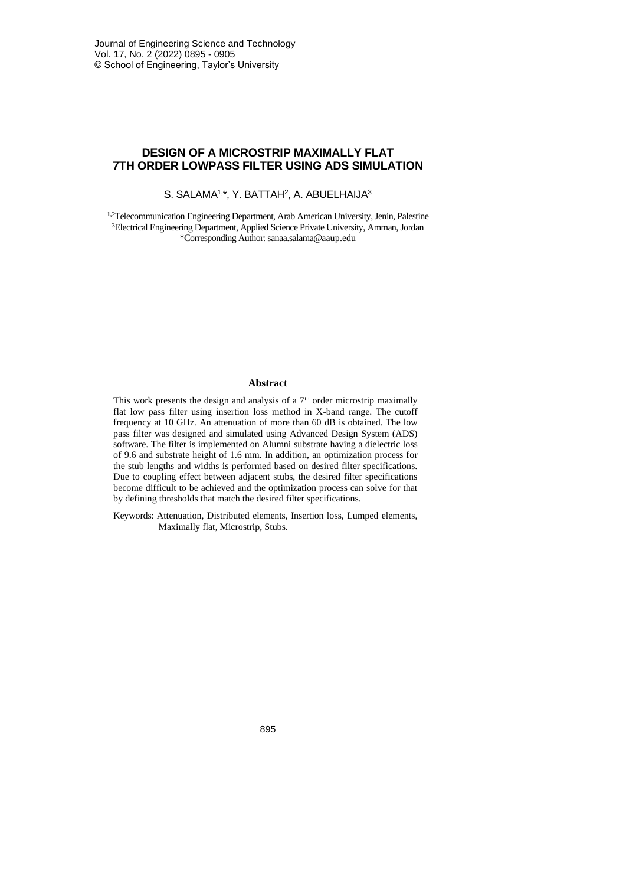# DESIGN OF A MICROSTRIP MAXIMALLY FLAT 7TH ORDER LOWPASS FILTER USING ADS SIMULATION

S. SALAMA[1,*], Y. BATTAH[2], A. ABUELHAIJA[3]

[1,2]Telecommunication Engineering Department, Arab American University, Jenin, Palestine
[3]Electrical Engineering Department, Applied Science Private University, Amman, Jordan
*Corresponding Author: sanaa.salama@aaup.edu

## Abstract

This work presents the design and analysis of a 7$^{th}$ order microstrip maximally flat low pass filter using insertion loss method in X-band range. The cutoff frequency at 10 GHz. An attenuation of more than 60 dB is obtained. The low pass filter was designed and simulated using Advanced Design System (ADS) software. The filter is implemented on Alumni substrate having a dielectric loss of 9.6 and substrate height of 1.6 mm. In addition, an optimization process for the stub lengths and widths is performed based on desired filter specifications. Due to coupling effect between adjacent stubs, the desired filter specifications become difficult to be achieved and the optimization process can solve for that by defining thresholds that match the desired filter specifications.

Keywords: Attenuation, Distributed elements, Insertion loss, Lumped elements, Maximally flat, Microstrip, Stubs.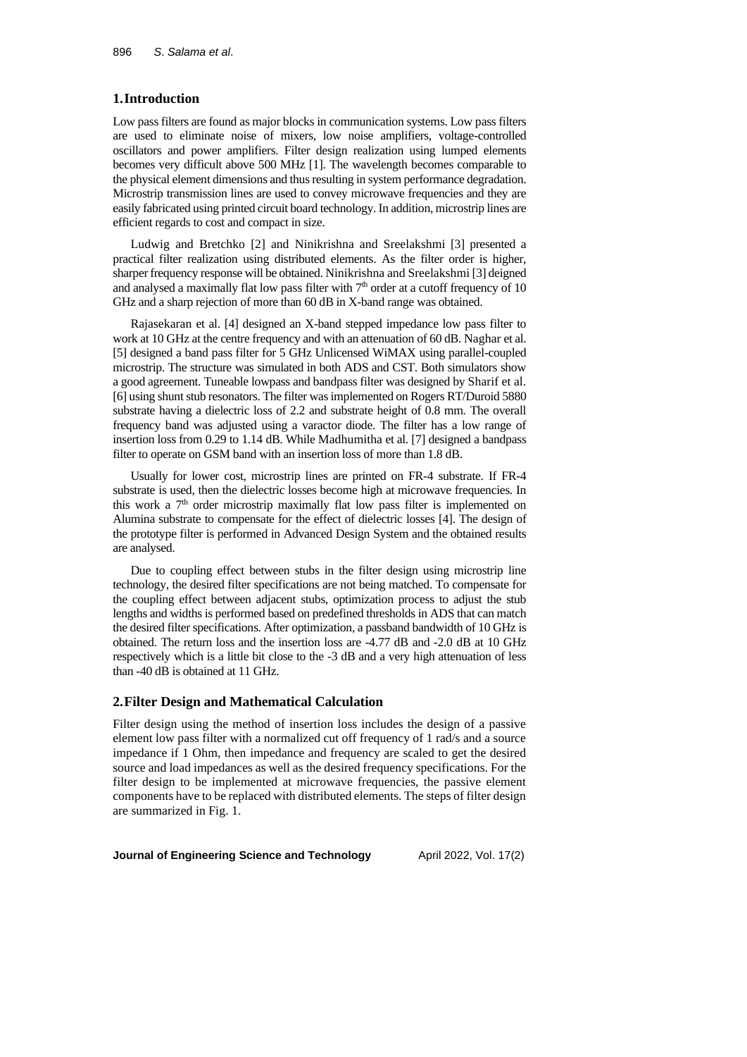## 1. Introduction

Low pass filters are found as major blocks in communication systems. Low pass filters are used to eliminate noise of mixers, low noise amplifiers, voltage-controlled oscillators and power amplifiers. Filter design realization using lumped elements becomes very difficult above 500 MHz [1]. The wavelength becomes comparable to the physical element dimensions and thus resulting in system performance degradation. Microstrip transmission lines are used to convey microwave frequencies and they are easily fabricated using printed circuit board technology. In addition, microstrip lines are efficient regards to cost and compact in size.

Ludwig and Bretchko [2] and Ninikrishna and Sreelakshmi [3] presented a practical filter realization using distributed elements. As the filter order is higher, sharper frequency response will be obtained. Ninikrishna and Sreelakshmi [3] deigned and analysed a maximally flat low pass filter with 7th order at a cutoff frequency of 10 GHz and a sharp rejection of more than 60 dB in X-band range was obtained.

Rajasekaran et al. [4] designed an X-band stepped impedance low pass filter to work at 10 GHz at the centre frequency and with an attenuation of 60 dB. Naghar et al. [5] designed a band pass filter for 5 GHz Unlicensed WiMAX using parallel-coupled microstrip. The structure was simulated in both ADS and CST. Both simulators show a good agreement. Tuneable lowpass and bandpass filter was designed by Sharif et al. [6] using shunt stub resonators. The filter was implemented on Rogers RT/Duroid 5880 substrate having a dielectric loss of 2.2 and substrate height of 0.8 mm. The overall frequency band was adjusted using a varactor diode. The filter has a low range of insertion loss from 0.29 to 1.14 dB. While Madhumitha et al. [7] designed a bandpass filter to operate on GSM band with an insertion loss of more than 1.8 dB.

Usually for lower cost, microstrip lines are printed on FR-4 substrate. If FR-4 substrate is used, then the dielectric losses become high at microwave frequencies. In this work a 7th order microstrip maximally flat low pass filter is implemented on Alumina substrate to compensate for the effect of dielectric losses [4]. The design of the prototype filter is performed in Advanced Design System and the obtained results are analysed.

Due to coupling effect between stubs in the filter design using microstrip line technology, the desired filter specifications are not being matched. To compensate for the coupling effect between adjacent stubs, optimization process to adjust the stub lengths and widths is performed based on predefined thresholds in ADS that can match the desired filter specifications. After optimization, a passband bandwidth of 10 GHz is obtained. The return loss and the insertion loss are -4.77 dB and -2.0 dB at 10 GHz respectively which is a little bit close to the -3 dB and a very high attenuation of less than -40 dB is obtained at 11 GHz.

## 2. Filter Design and Mathematical Calculation

Filter design using the method of insertion loss includes the design of a passive element low pass filter with a normalized cut off frequency of 1 rad/s and a source impedance if 1 Ohm, then impedance and frequency are scaled to get the desired source and load impedances as well as the desired frequency specifications. For the filter design to be implemented at microwave frequencies, the passive element components have to be replaced with distributed elements. The steps of filter design are summarized in Fig. 1.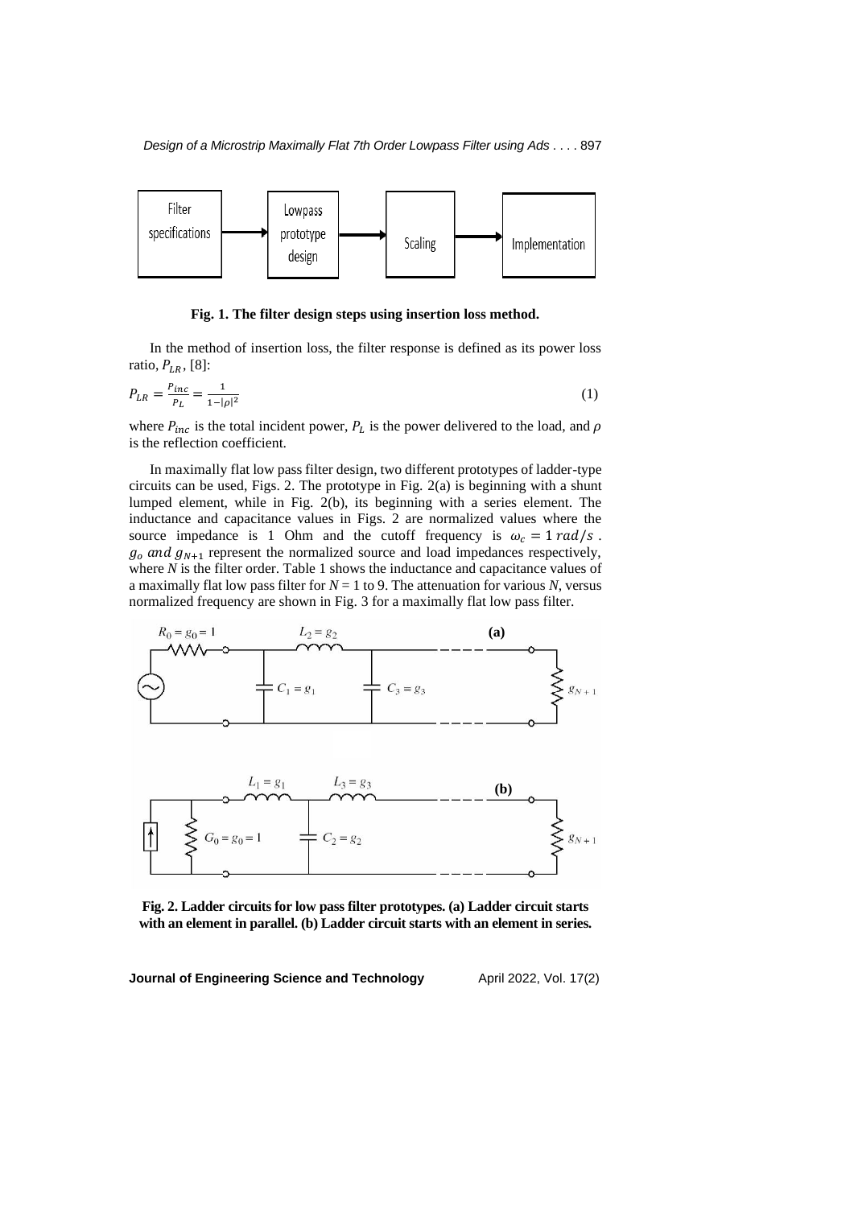Fig. 1. The filter design steps using insertion loss method.

In the method of insertion loss, the filter response is defined as its power loss ratio, $P_{LR}$, [8]:

$$P_{LR} = \frac{P_{inc}}{P_L} = \frac{1}{1-|\rho|^2} \tag{1}$$

where $P_{inc}$ is the total incident power, $P_L$ is the power delivered to the load, and $\rho$ is the reflection coefficient.

In maximally flat low pass filter design, two different prototypes of ladder-type circuits can be used, Figs. 2. The prototype in Fig. 2(a) is beginning with a shunt lumped element, while in Fig. 2(b), its beginning with a series element. The inductance and capacitance values in Figs. 2 are normalized values where the source impedance is 1 Ohm and the cutoff frequency is $\omega_c = 1\ rad/s$. $g_o$ and $g_{N+1}$ represent the normalized source and load impedances respectively, where $N$ is the filter order. Table 1 shows the inductance and capacitance values of a maximally flat low pass filter for $N$ = 1 to 9. The attenuation for various $N$, versus normalized frequency are shown in Fig. 3 for a maximally flat low pass filter.

Fig. 2. Ladder circuits for low pass filter prototypes. (a) Ladder circuit starts with an element in parallel. (b) Ladder circuit starts with an element in series.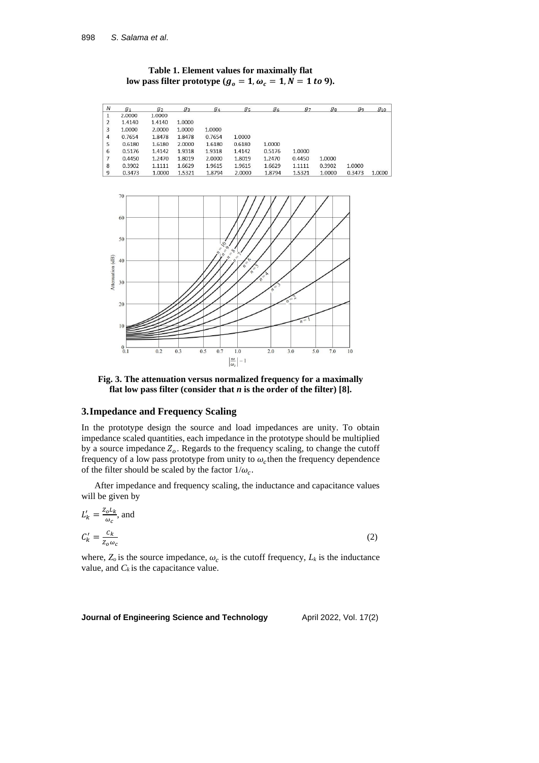**Table 1. Element values for maximally flat low pass filter prototype ($g_o = 1, \omega_c = 1, N = 1\ to\ 9$).**

| $N$ | $g_1$ | $g_2$ | $g_3$ | $g_4$ | $g_5$ | $g_6$ | $g_7$ | $g_8$ | $g_9$ | $g_{10}$ |
|---|---|---|---|---|---|---|---|---|---|---|
| 1 | 2.0000 | 1.0000 | | | | | | | | |
| 2 | 1.4140 | 1.4140 | 1.0000 | | | | | | | |
| 3 | 1.0000 | 2.0000 | 1.0000 | 1.0000 | | | | | | |
| 4 | 0.7654 | 1.8478 | 1.8478 | 0.7654 | 1.0000 | | | | | |
| 5 | 0.6180 | 1.6180 | 2.0000 | 1.6180 | 0.6180 | 1.0000 | | | | |
| 6 | 0.5176 | 1.4142 | 1.9318 | 1.9318 | 1.4142 | 0.5176 | 1.0000 | | | |
| 7 | 0.4450 | 1.2470 | 1.8019 | 2.0000 | 1.8019 | 1.2470 | 0.4450 | 1.0000 | | |
| 8 | 0.3902 | 1.1111 | 1.6629 | 1.9615 | 1.9615 | 1.6629 | 1.1111 | 0.3902 | 1.0000 | |
| 9 | 0.3473 | 1.0000 | 1.5321 | 1.8794 | 2.0000 | 1.8794 | 1.5321 | 1.0000 | 0.3473 | 1.0000 |

**Fig. 3. The attenuation versus normalized frequency for a maximally flat low pass filter (consider that *n* is the order of the filter) [8].**

## 3. Impedance and Frequency Scaling

In the prototype design the source and load impedances are unity. To obtain impedance scaled quantities, each impedance in the prototype should be multiplied by a source impedance $Z_o$. Regards to the frequency scaling, to change the cutoff frequency of a low pass prototype from unity to $\omega_c$ then the frequency dependence of the filter should be scaled by the factor $1/\omega_c$.

After impedance and frequency scaling, the inductance and capacitance values will be given by

$$L'_k = \frac{Z_o L_k}{\omega_c}, \text{ and}$$

$$C'_k = \frac{C_k}{Z_o \omega_c} \tag{2}$$

where, $Z_o$ is the source impedance, $\omega_c$ is the cutoff frequency, $L_k$ is the inductance value, and $C_k$ is the capacitance value.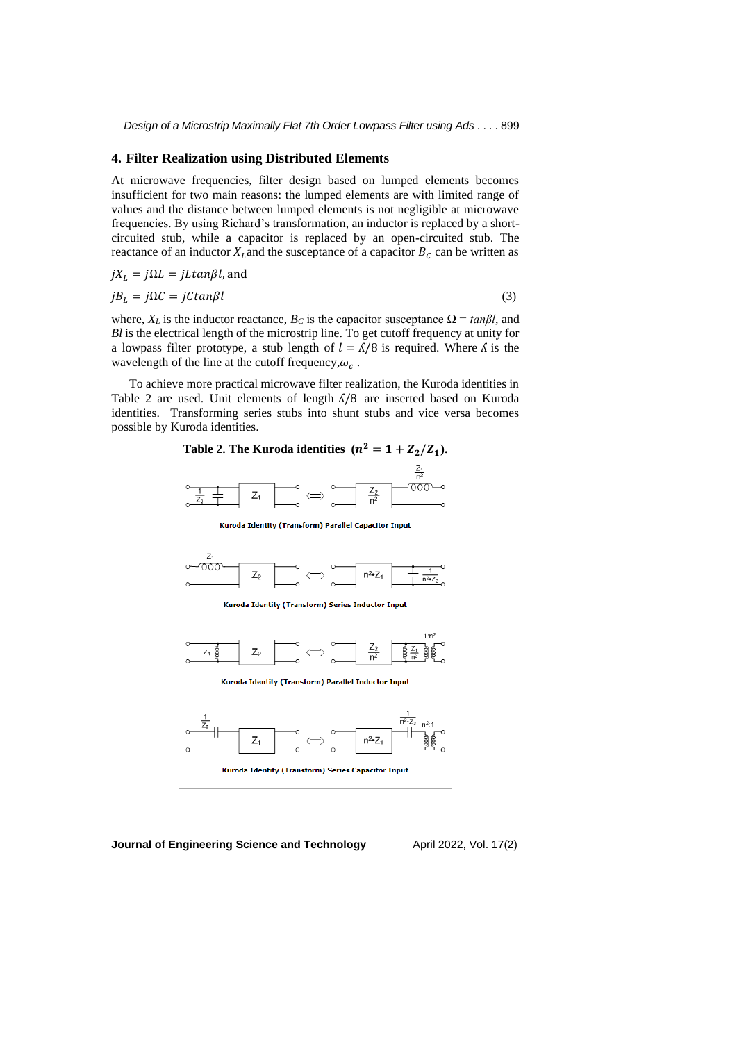## 4. Filter Realization using Distributed Elements

At microwave frequencies, filter design based on lumped elements becomes insufficient for two main reasons: the lumped elements are with limited range of values and the distance between lumped elements is not negligible at microwave frequencies. By using Richard's transformation, an inductor is replaced by a short-circuited stub, while a capacitor is replaced by an open-circuited stub. The reactance of an inductor $X_L$ and the susceptance of a capacitor $B_C$ can be written as

$$jX_L = j\Omega L = jLtan\beta l, \text{ and}$$

$$jB_L = j\Omega C = jCtan\beta l \tag{3}$$

where, $X_L$ is the inductor reactance, $B_C$ is the capacitor susceptance $\Omega = tan\beta l$, and $Bl$ is the electrical length of the microstrip line. To get cutoff frequency at unity for a lowpass filter prototype, a stub length of $l = \lambda/8$ is required. Where $\lambda$ is the wavelength of the line at the cutoff frequency, $\omega_c$.

To achieve more practical microwave filter realization, the Kuroda identities in Table 2 are used. Unit elements of length $\lambda/8$ are inserted based on Kuroda identities. Transforming series stubs into shunt stubs and vice versa becomes possible by Kuroda identities.

**Table 2. The Kuroda identities ($n^2 = 1 + Z_2/Z_1$).**

Kuroda Identity (Transform) Parallel Capacitor Input

Kuroda Identity (Transform) Series Inductor Input

Kuroda Identity (Transform) Parallel Inductor Input

Kuroda Identity (Transform) Series Capacitor Input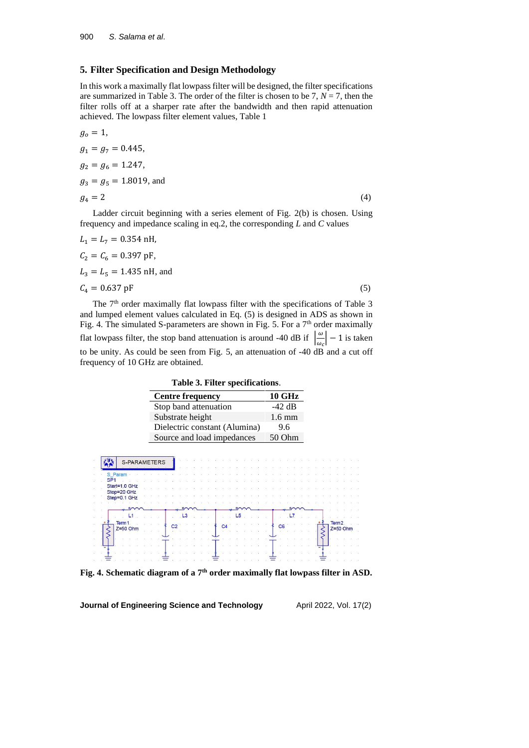## 5. Filter Specification and Design Methodology

In this work a maximally flat lowpass filter will be designed, the filter specifications are summarized in Table 3. The order of the filter is chosen to be 7, $N = 7$, then the filter rolls off at a sharper rate after the bandwidth and then rapid attenuation achieved. The lowpass filter element values, Table 1

$$g_o = 1,$$
$$g_1 = g_7 = 0.445,$$
$$g_2 = g_6 = 1.247,$$
$$g_3 = g_5 = 1.8019, \text{ and}$$
$$g_4 = 2 \tag{4}$$

Ladder circuit beginning with a series element of Fig. 2(b) is chosen. Using frequency and impedance scaling in eq.2, the corresponding $L$ and $C$ values

$$L_1 = L_7 = 0.354 \text{ nH},$$
$$C_2 = C_6 = 0.397 \text{ pF},$$
$$L_3 = L_5 = 1.435 \text{ nH, and}$$
$$C_4 = 0.637 \text{ pF} \tag{5}$$

The 7th order maximally flat lowpass filter with the specifications of Table 3 and lumped element values calculated in Eq. (5) is designed in ADS as shown in Fig. 4. The simulated S-parameters are shown in Fig. 5. For a 7th order maximally flat lowpass filter, the stop band attenuation is around -40 dB if $\left|\frac{\omega}{\omega_c}\right| - 1$ is taken to be unity. As could be seen from Fig. 5, an attenuation of -40 dB and a cut off frequency of 10 GHz are obtained.

**Table 3. Filter specifications.**

| Centre frequency | 10 GHz |
|---|---|
| Stop band attenuation | -42 dB |
| Substrate height | 1.6 mm |
| Dielectric constant (Alumina) | 9.6 |
| Source and load impedances | 50 Ohm |

**Fig. 4. Schematic diagram of a 7th order maximally flat lowpass filter in ASD.**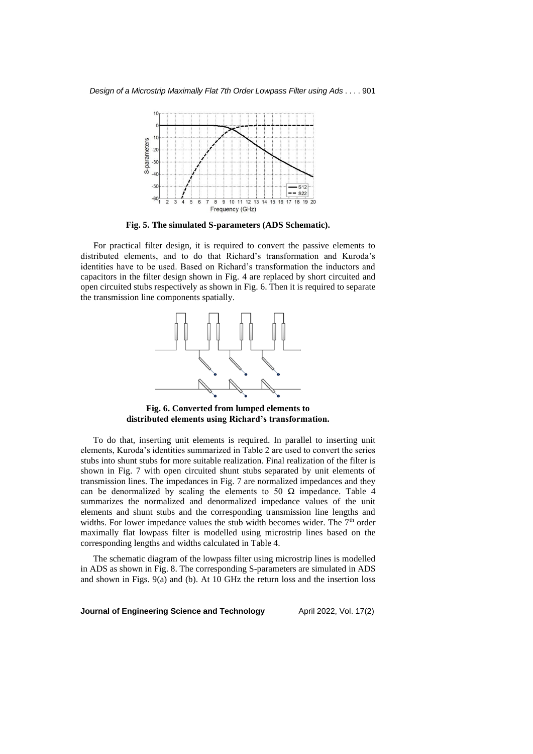**Fig. 5. The simulated S-parameters (ADS Schematic).**

For practical filter design, it is required to convert the passive elements to distributed elements, and to do that Richard's transformation and Kuroda's identities have to be used. Based on Richard's transformation the inductors and capacitors in the filter design shown in Fig. 4 are replaced by short circuited and open circuited stubs respectively as shown in Fig. 6. Then it is required to separate the transmission line components spatially.

**Fig. 6. Converted from lumped elements to distributed elements using Richard's transformation.**

To do that, inserting unit elements is required. In parallel to inserting unit elements, Kuroda's identities summarized in Table 2 are used to convert the series stubs into shunt stubs for more suitable realization. Final realization of the filter is shown in Fig. 7 with open circuited shunt stubs separated by unit elements of transmission lines. The impedances in Fig. 7 are normalized impedances and they can be denormalized by scaling the elements to 50 Ω impedance. Table 4 summarizes the normalized and denormalized impedance values of the unit elements and shunt stubs and the corresponding transmission line lengths and widths. For lower impedance values the stub width becomes wider. The 7th order maximally flat lowpass filter is modelled using microstrip lines based on the corresponding lengths and widths calculated in Table 4.

The schematic diagram of the lowpass filter using microstrip lines is modelled in ADS as shown in Fig. 8. The corresponding S-parameters are simulated in ADS and shown in Figs. 9(a) and (b). At 10 GHz the return loss and the insertion loss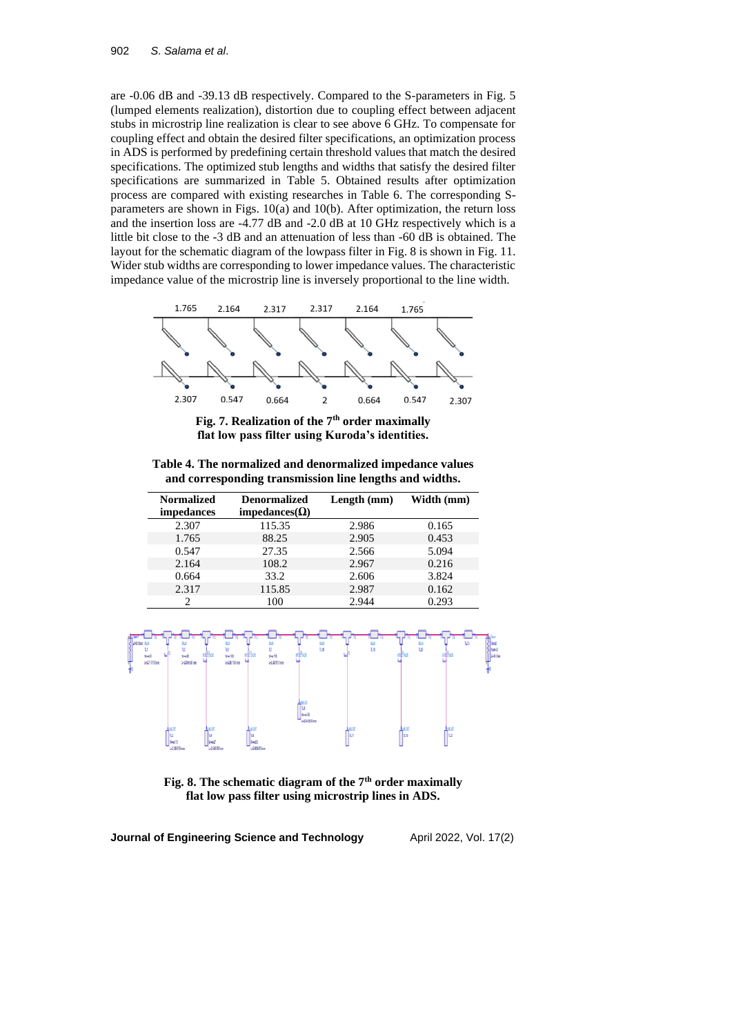are -0.06 dB and -39.13 dB respectively. Compared to the S-parameters in Fig. 5 (lumped elements realization), distortion due to coupling effect between adjacent stubs in microstrip line realization is clear to see above 6 GHz. To compensate for coupling effect and obtain the desired filter specifications, an optimization process in ADS is performed by predefining certain threshold values that match the desired specifications. The optimized stub lengths and widths that satisfy the desired filter specifications are summarized in Table 5. Obtained results after optimization process are compared with existing researches in Table 6. The corresponding S-parameters are shown in Figs. 10(a) and 10(b). After optimization, the return loss and the insertion loss are -4.77 dB and -2.0 dB at 10 GHz respectively which is a little bit close to the -3 dB and an attenuation of less than -60 dB is obtained. The layout for the schematic diagram of the lowpass filter in Fig. 8 is shown in Fig. 11. Wider stub widths are corresponding to lower impedance values. The characteristic impedance value of the microstrip line is inversely proportional to the line width.

**Fig. 7. Realization of the 7th order maximally flat low pass filter using Kuroda's identities.**

**Table 4. The normalized and denormalized impedance values and corresponding transmission line lengths and widths.**

| Normalized impedances | Denormalized impedances(Ω) | Length (mm) | Width (mm) |
|---|---|---|---|
| 2.307 | 115.35 | 2.986 | 0.165 |
| 1.765 | 88.25 | 2.905 | 0.453 |
| 0.547 | 27.35 | 2.566 | 5.094 |
| 2.164 | 108.2 | 2.967 | 0.216 |
| 0.664 | 33.2 | 2.606 | 3.824 |
| 2.317 | 115.85 | 2.987 | 0.162 |
| 2 | 100 | 2.944 | 0.293 |

**Fig. 8. The schematic diagram of the 7th order maximally flat low pass filter using microstrip lines in ADS.**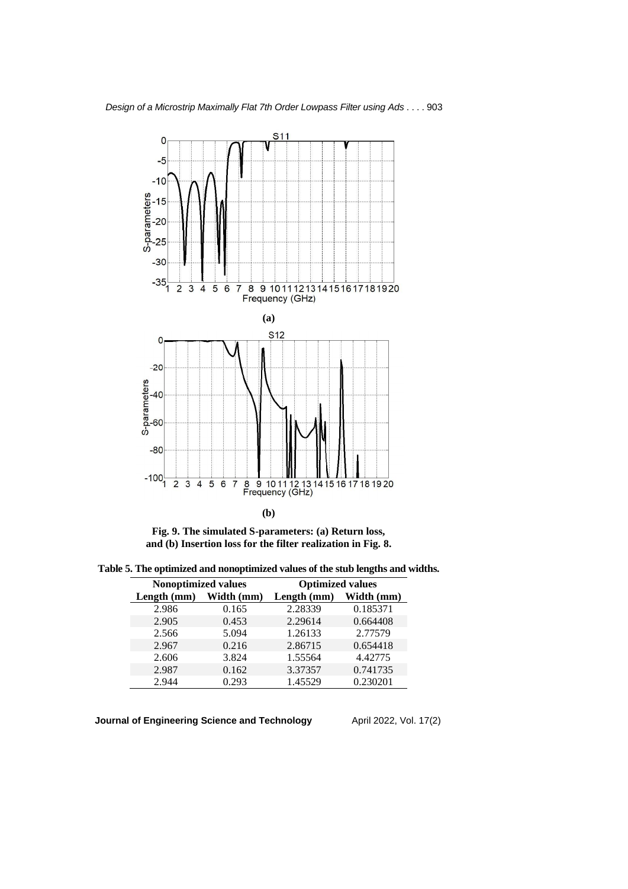**(a)**

**(b)**

**Fig. 9. The simulated S-parameters: (a) Return loss, and (b) Insertion loss for the filter realization in Fig. 8.**

**Table 5. The optimized and nonoptimized values of the stub lengths and widths.**

| Nonoptimized values | | Optimized values | |
|---|---|---|---|
| **Length (mm)** | **Width (mm)** | **Length (mm)** | **Width (mm)** |
| 2.986 | 0.165 | 2.28339 | 0.185371 |
| 2.905 | 0.453 | 2.29614 | 0.664408 |
| 2.566 | 5.094 | 1.26133 | 2.77579 |
| 2.967 | 0.216 | 2.86715 | 0.654418 |
| 2.606 | 3.824 | 1.55564 | 4.42775 |
| 2.987 | 0.162 | 3.37357 | 0.741735 |
| 2.944 | 0.293 | 1.45529 | 0.230201 |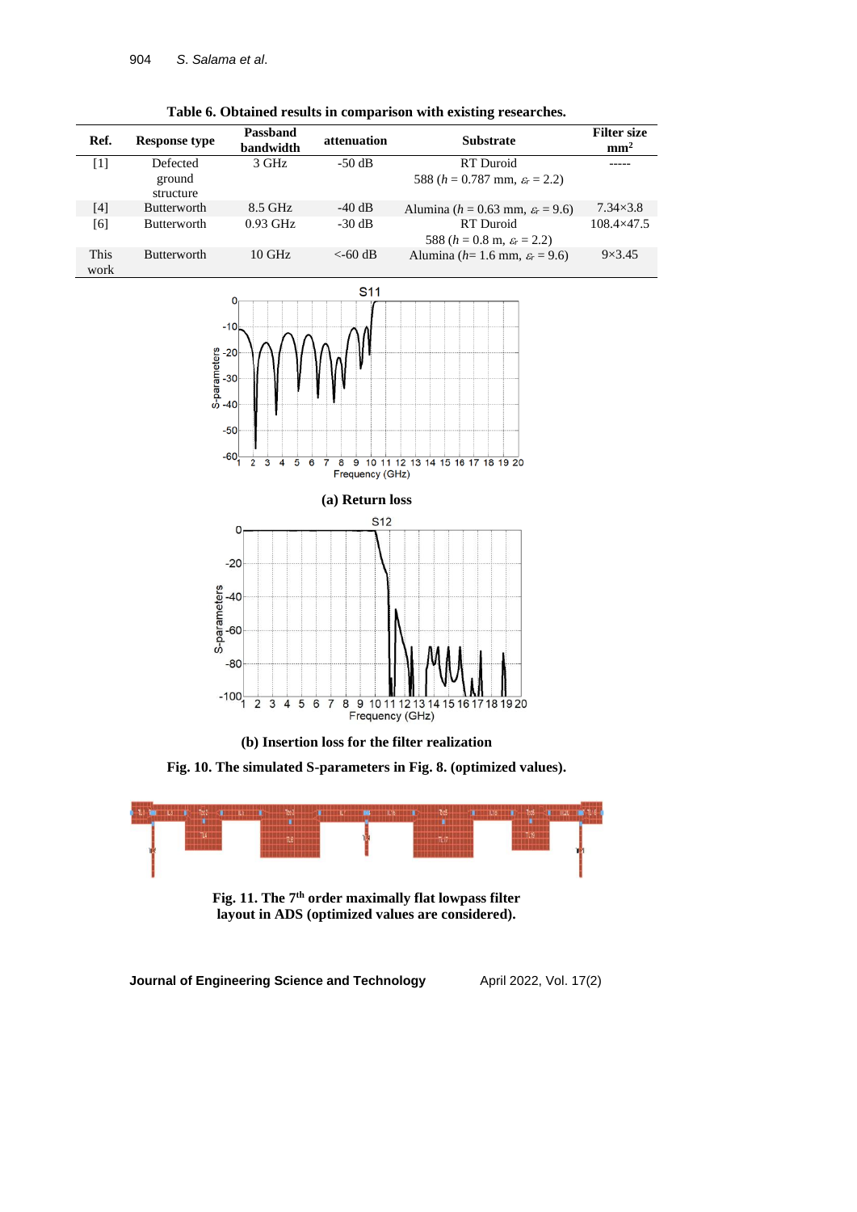**Table 6. Obtained results in comparison with existing researches.**

| Ref. | Response type | Passband bandwidth | attenuation | Substrate | Filter size mm$^2$ |
|---|---|---|---|---|---|
| [1] | Defected ground structure | 3 GHz | -50 dB | RT Duroid 588 ($h$ = 0.787 mm, $\varepsilon_r$ = 2.2) | ----- |
| [4] | Butterworth | 8.5 GHz | -40 dB | Alumina ($h$ = 0.63 mm, $\varepsilon_r$ = 9.6) | 7.34×3.8 |
| [6] | Butterworth | 0.93 GHz | -30 dB | RT Duroid 588 ($h$ = 0.8 m, $\varepsilon_r$ = 2.2) | 108.4×47.5 |
| This work | Butterworth | 10 GHz | <-60 dB | Alumina ($h$= 1.6 mm, $\varepsilon_r$ = 9.6) | 9×3.45 |

**(a) Return loss**

**(b) Insertion loss for the filter realization**

**Fig. 10. The simulated S-parameters in Fig. 8. (optimized values).**

**Fig. 11. The 7th order maximally flat lowpass filter layout in ADS (optimized values are considered).**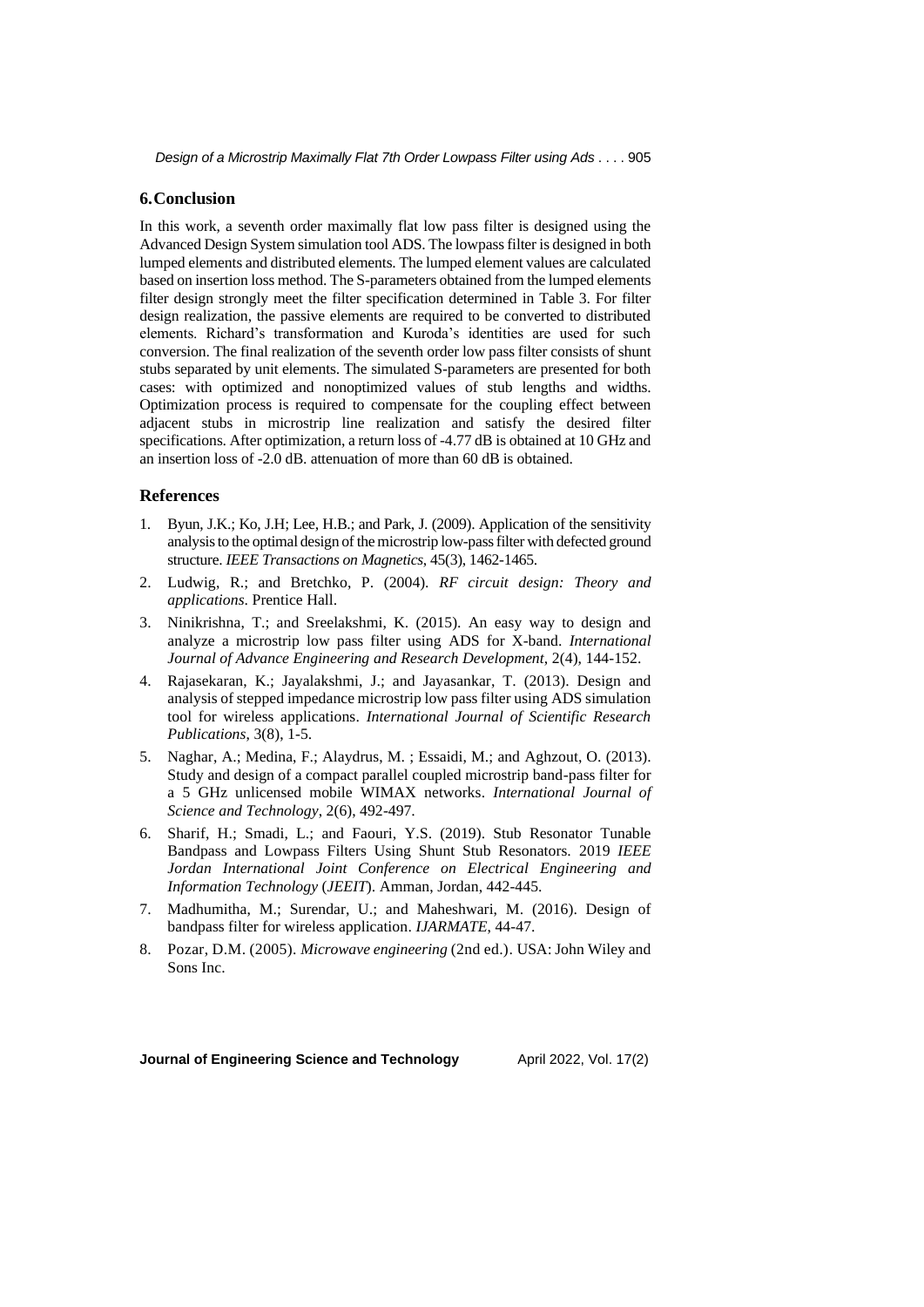## 6. Conclusion

In this work, a seventh order maximally flat low pass filter is designed using the Advanced Design System simulation tool ADS. The lowpass filter is designed in both lumped elements and distributed elements. The lumped element values are calculated based on insertion loss method. The S-parameters obtained from the lumped elements filter design strongly meet the filter specification determined in Table 3. For filter design realization, the passive elements are required to be converted to distributed elements. Richard's transformation and Kuroda's identities are used for such conversion. The final realization of the seventh order low pass filter consists of shunt stubs separated by unit elements. The simulated S-parameters are presented for both cases: with optimized and nonoptimized values of stub lengths and widths. Optimization process is required to compensate for the coupling effect between adjacent stubs in microstrip line realization and satisfy the desired filter specifications. After optimization, a return loss of -4.77 dB is obtained at 10 GHz and an insertion loss of -2.0 dB. attenuation of more than 60 dB is obtained.

## References

1. Byun, J.K.; Ko, J.H; Lee, H.B.; and Park, J. (2009). Application of the sensitivity analysis to the optimal design of the microstrip low-pass filter with defected ground structure. *IEEE Transactions on Magnetics*, 45(3), 1462-1465.
2. Ludwig, R.; and Bretchko, P. (2004). *RF circuit design: Theory and applications*. Prentice Hall.
3. Ninikrishna, T.; and Sreelakshmi, K. (2015). An easy way to design and analyze a microstrip low pass filter using ADS for X-band. *International Journal of Advance Engineering and Research Development*, 2(4), 144-152.
4. Rajasekaran, K.; Jayalakshmi, J.; and Jayasankar, T. (2013). Design and analysis of stepped impedance microstrip low pass filter using ADS simulation tool for wireless applications. *International Journal of Scientific Research Publications*, 3(8), 1-5.
5. Naghar, A.; Medina, F.; Alaydrus, M. ; Essaidi, M.; and Aghzout, O. (2013). Study and design of a compact parallel coupled microstrip band-pass filter for a 5 GHz unlicensed mobile WIMAX networks. *International Journal of Science and Technology*, 2(6), 492-497.
6. Sharif, H.; Smadi, L.; and Faouri, Y.S. (2019). Stub Resonator Tunable Bandpass and Lowpass Filters Using Shunt Stub Resonators. 2019 *IEEE Jordan International Joint Conference on Electrical Engineering and Information Technology* (*JEEIT*). Amman, Jordan, 442-445.
7. Madhumitha, M.; Surendar, U.; and Maheshwari, M. (2016). Design of bandpass filter for wireless application. *IJARMATE*, 44-47.
8. Pozar, D.M. (2005). *Microwave engineering* (2nd ed.). USA: John Wiley and Sons Inc.